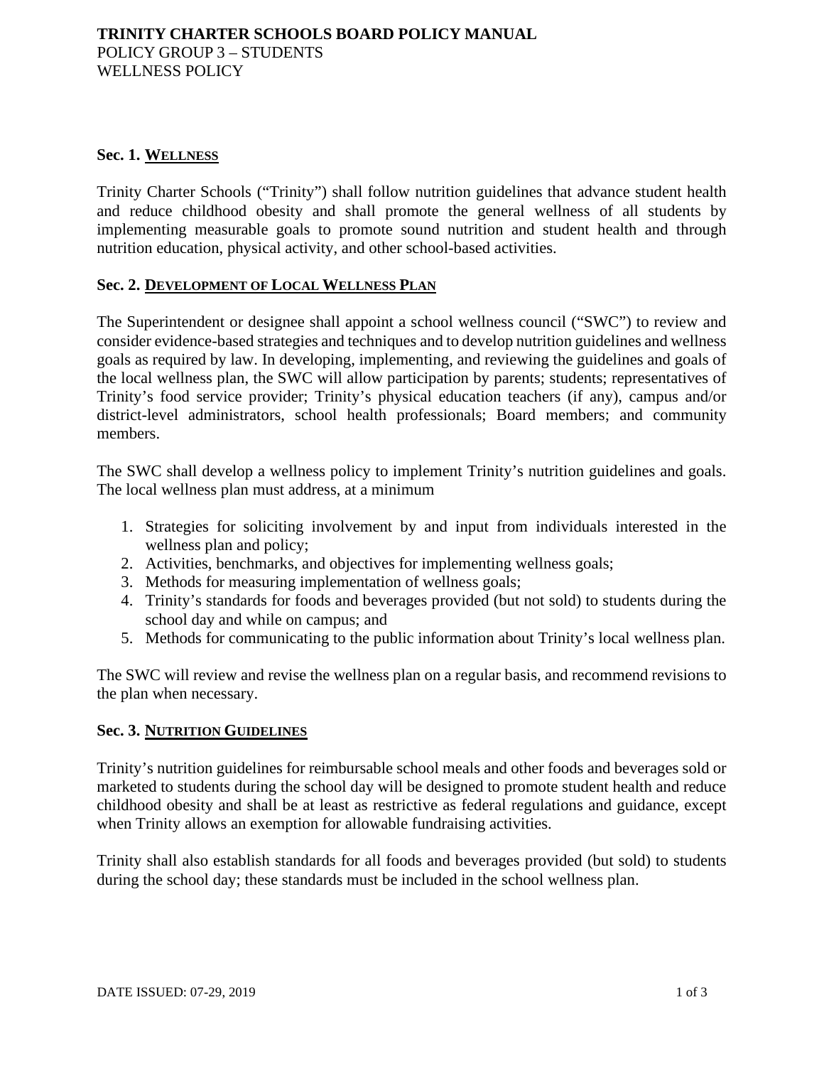# TRINITY CHARTER SCHOOLS BOARD POLICY MANUAL

POLICY GROUP 3 – STUDENTS

WELLNESS POLICY

## Sec. 1. WELLNESS

Trinity Charter Schools ("Trinity") shall follow nutrition guidelines that advance student health and reduce childhood obesity and shall promote the general wellness of all students by implementing measurable goals to promote sound nutrition and student health and through nutrition education, physical activity, and other school-based activities.

## Sec. 2. DEVELOPMENT OF LOCAL WELLNESS PLAN

The Superintendent or designee shall appoint a school wellness council ("SWC") to review and consider evidence-based strategies and techniques and to develop nutrition guidelines and wellness goals as required by law. In developing, implementing, and reviewing the guidelines and goals of the local wellness plan, the SWC will allow participation by parents; students; representatives of Trinity's food service provider; Trinity's physical education teachers (if any), campus and/or district-level administrators, school health professionals; Board members; and community members.

The SWC shall develop a wellness policy to implement Trinity's nutrition guidelines and goals. The local wellness plan must address, at a minimum

1. Strategies for soliciting involvement by and input from individuals interested in the wellness plan and policy;
2. Activities, benchmarks, and objectives for implementing wellness goals;
3. Methods for measuring implementation of wellness goals;
4. Trinity's standards for foods and beverages provided (but not sold) to students during the school day and while on campus; and
5. Methods for communicating to the public information about Trinity's local wellness plan.

The SWC will review and revise the wellness plan on a regular basis, and recommend revisions to the plan when necessary.

## Sec. 3. NUTRITION GUIDELINES

Trinity's nutrition guidelines for reimbursable school meals and other foods and beverages sold or marketed to students during the school day will be designed to promote student health and reduce childhood obesity and shall be at least as restrictive as federal regulations and guidance, except when Trinity allows an exemption for allowable fundraising activities.

Trinity shall also establish standards for all foods and beverages provided (but sold) to students during the school day; these standards must be included in the school wellness plan.

DATE ISSUED: 07-29, 2019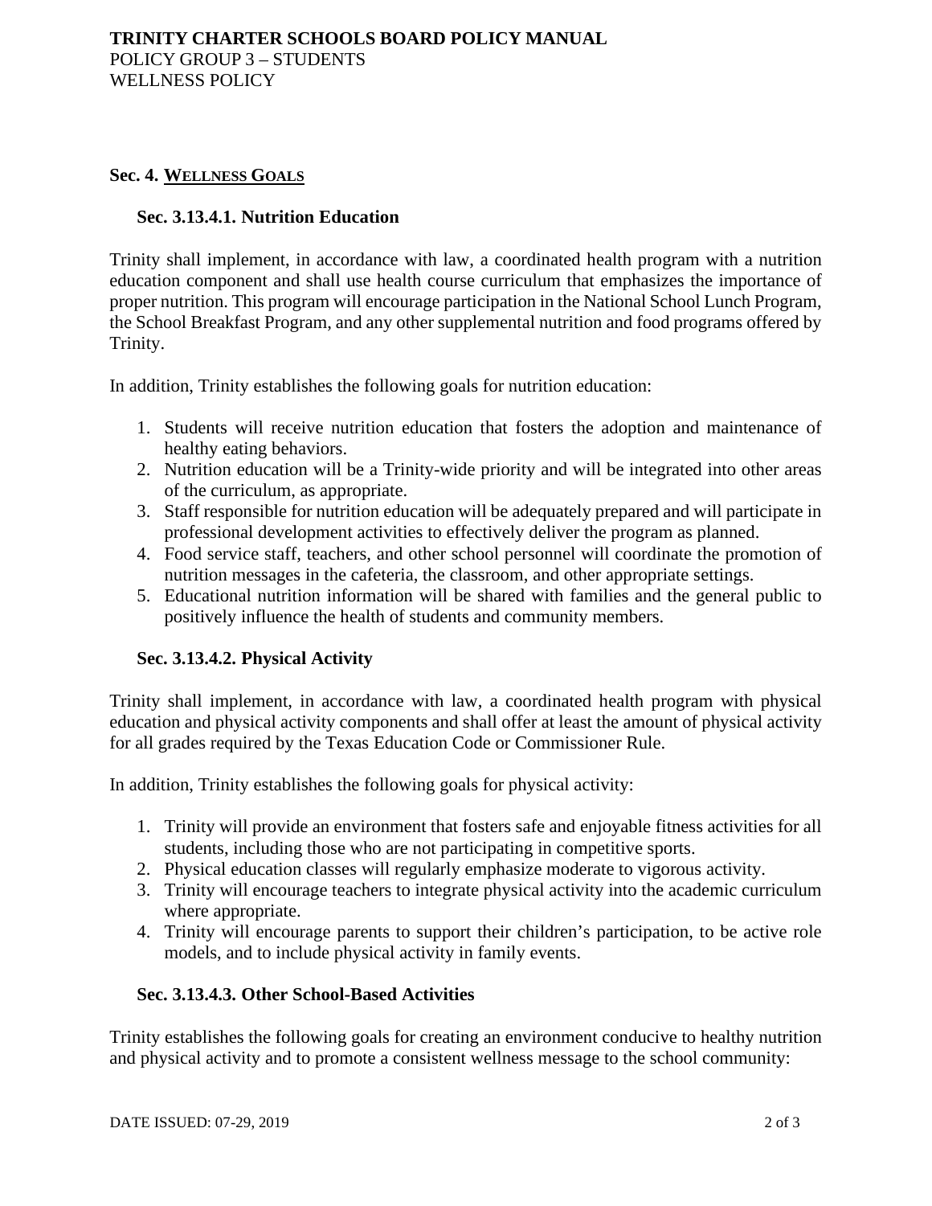## Sec. 4. WELLNESS GOALS

### Sec. 3.13.4.1. Nutrition Education

Trinity shall implement, in accordance with law, a coordinated health program with a nutrition education component and shall use health course curriculum that emphasizes the importance of proper nutrition. This program will encourage participation in the National School Lunch Program, the School Breakfast Program, and any other supplemental nutrition and food programs offered by Trinity.

In addition, Trinity establishes the following goals for nutrition education:

1. Students will receive nutrition education that fosters the adoption and maintenance of healthy eating behaviors.
2. Nutrition education will be a Trinity-wide priority and will be integrated into other areas of the curriculum, as appropriate.
3. Staff responsible for nutrition education will be adequately prepared and will participate in professional development activities to effectively deliver the program as planned.
4. Food service staff, teachers, and other school personnel will coordinate the promotion of nutrition messages in the cafeteria, the classroom, and other appropriate settings.
5. Educational nutrition information will be shared with families and the general public to positively influence the health of students and community members.

### Sec. 3.13.4.2. Physical Activity

Trinity shall implement, in accordance with law, a coordinated health program with physical education and physical activity components and shall offer at least the amount of physical activity for all grades required by the Texas Education Code or Commissioner Rule.

In addition, Trinity establishes the following goals for physical activity:

1. Trinity will provide an environment that fosters safe and enjoyable fitness activities for all students, including those who are not participating in competitive sports.
2. Physical education classes will regularly emphasize moderate to vigorous activity.
3. Trinity will encourage teachers to integrate physical activity into the academic curriculum where appropriate.
4. Trinity will encourage parents to support their children's participation, to be active role models, and to include physical activity in family events.

### Sec. 3.13.4.3. Other School-Based Activities

Trinity establishes the following goals for creating an environment conducive to healthy nutrition and physical activity and to promote a consistent wellness message to the school community: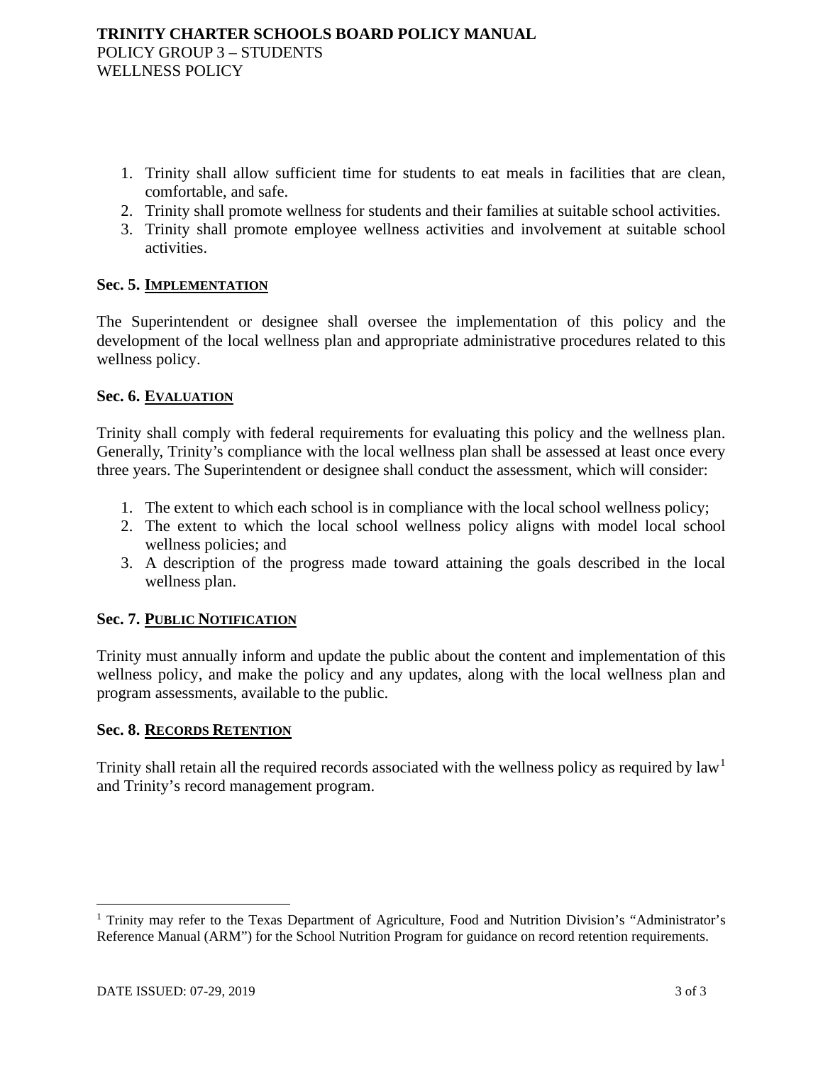1. Trinity shall allow sufficient time for students to eat meals in facilities that are clean, comfortable, and safe.
2. Trinity shall promote wellness for students and their families at suitable school activities.
3. Trinity shall promote employee wellness activities and involvement at suitable school activities.

### Sec. 5. Implementation

The Superintendent or designee shall oversee the implementation of this policy and the development of the local wellness plan and appropriate administrative procedures related to this wellness policy.

### Sec. 6. Evaluation

Trinity shall comply with federal requirements for evaluating this policy and the wellness plan. Generally, Trinity's compliance with the local wellness plan shall be assessed at least once every three years. The Superintendent or designee shall conduct the assessment, which will consider:

1. The extent to which each school is in compliance with the local school wellness policy;
2. The extent to which the local school wellness policy aligns with model local school wellness policies; and
3. A description of the progress made toward attaining the goals described in the local wellness plan.

### Sec. 7. Public Notification

Trinity must annually inform and update the public about the content and implementation of this wellness policy, and make the policy and any updates, along with the local wellness plan and program assessments, available to the public.

### Sec. 8. Records Retention

Trinity shall retain all the required records associated with the wellness policy as required by law[1] and Trinity's record management program.

---

[1] Trinity may refer to the Texas Department of Agriculture, Food and Nutrition Division's "Administrator's Reference Manual (ARM") for the School Nutrition Program for guidance on record retention requirements.

DATE ISSUED: 07-29, 2019